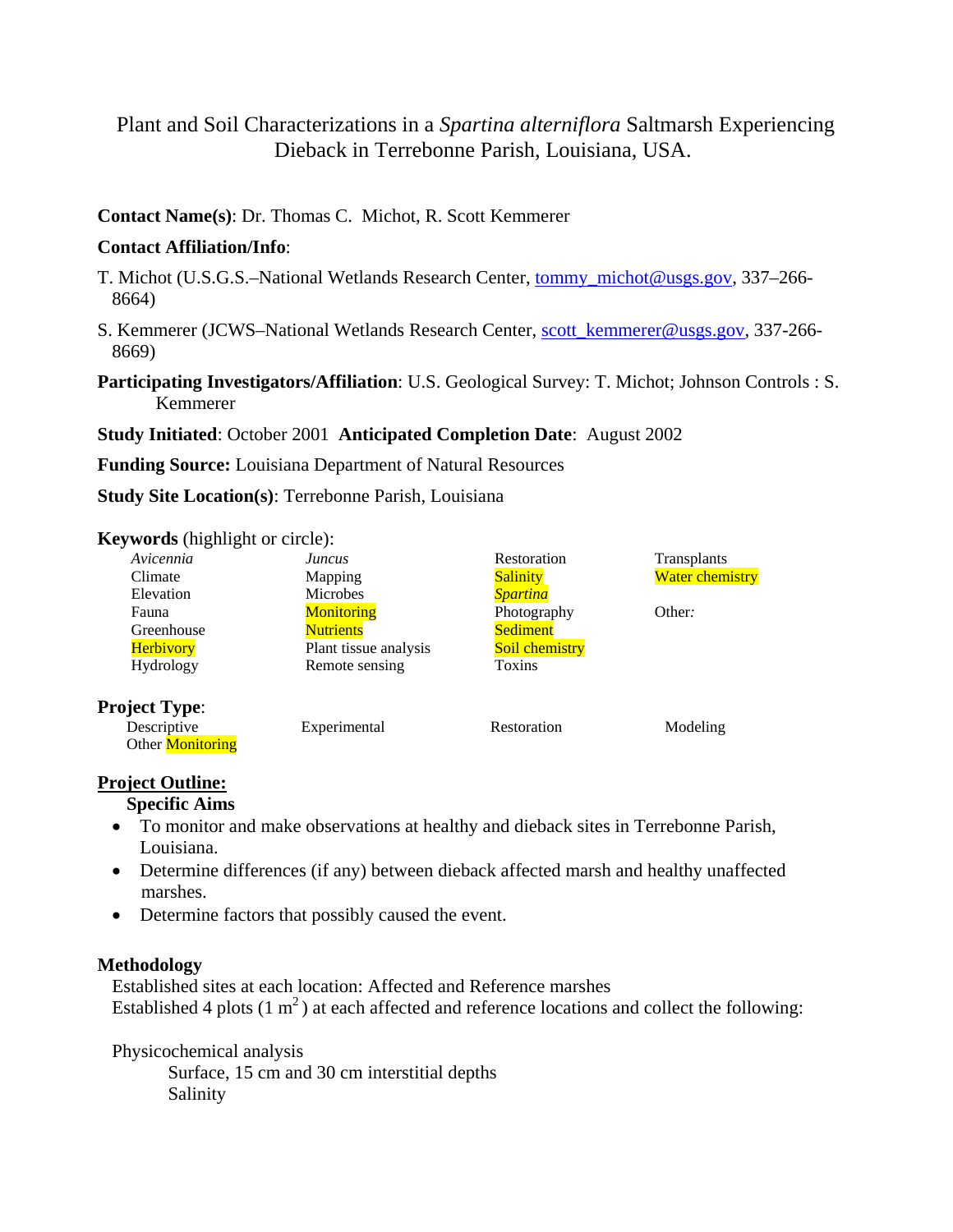# Plant and Soil Characterizations in a *Spartina alterniflora* Saltmarsh Experiencing Dieback in Terrebonne Parish, Louisiana, USA.

**Contact Name(s)**: Dr. Thomas C. Michot, R. Scott Kemmerer

**Contact Affiliation/Info**:

T. Michot (U.S.G.S.–National Wetlands Research Center, tommy_michot@usgs.gov, 337–266-8664)

S. Kemmerer (JCWS–National Wetlands Research Center, scott_kemmerer@usgs.gov, 337-266-8669)

**Participating Investigators/Affiliation**: U.S. Geological Survey: T. Michot; Johnson Controls : S. Kemmerer

**Study Initiated**: October 2001 **Anticipated Completion Date**: August 2002

**Funding Source:** Louisiana Department of Natural Resources

**Study Site Location(s)**: Terrebonne Parish, Louisiana

**Keywords** (highlight or circle):

| | | | |
|---|---|---|---|
| *Avicennia* | *Juncus* | Restoration | Transplants |
| Climate | Mapping | Salinity | Water chemistry |
| Elevation | Microbes | *Spartina* | |
| Fauna | Monitoring | Photography | Other: |
| Greenhouse | Nutrients | Sediment | |
| Herbivory | Plant tissue analysis | Soil chemistry | |
| Hydrology | Remote sensing | Toxins | |

**Project Type**:

| | | | |
|---|---|---|---|
| Descriptive | Experimental | Restoration | Modeling |
| Other Monitoring | | | |

## Project Outline:

### Specific Aims

- To monitor and make observations at healthy and dieback sites in Terrebonne Parish, Louisiana.
- Determine differences (if any) between dieback affected marsh and healthy unaffected marshes.
- Determine factors that possibly caused the event.

### Methodology

Established sites at each location: Affected and Reference marshes

Established 4 plots (1 m$^2$) at each affected and reference locations and collect the following:

Physicochemical analysis

Surface, 15 cm and 30 cm interstitial depths

Salinity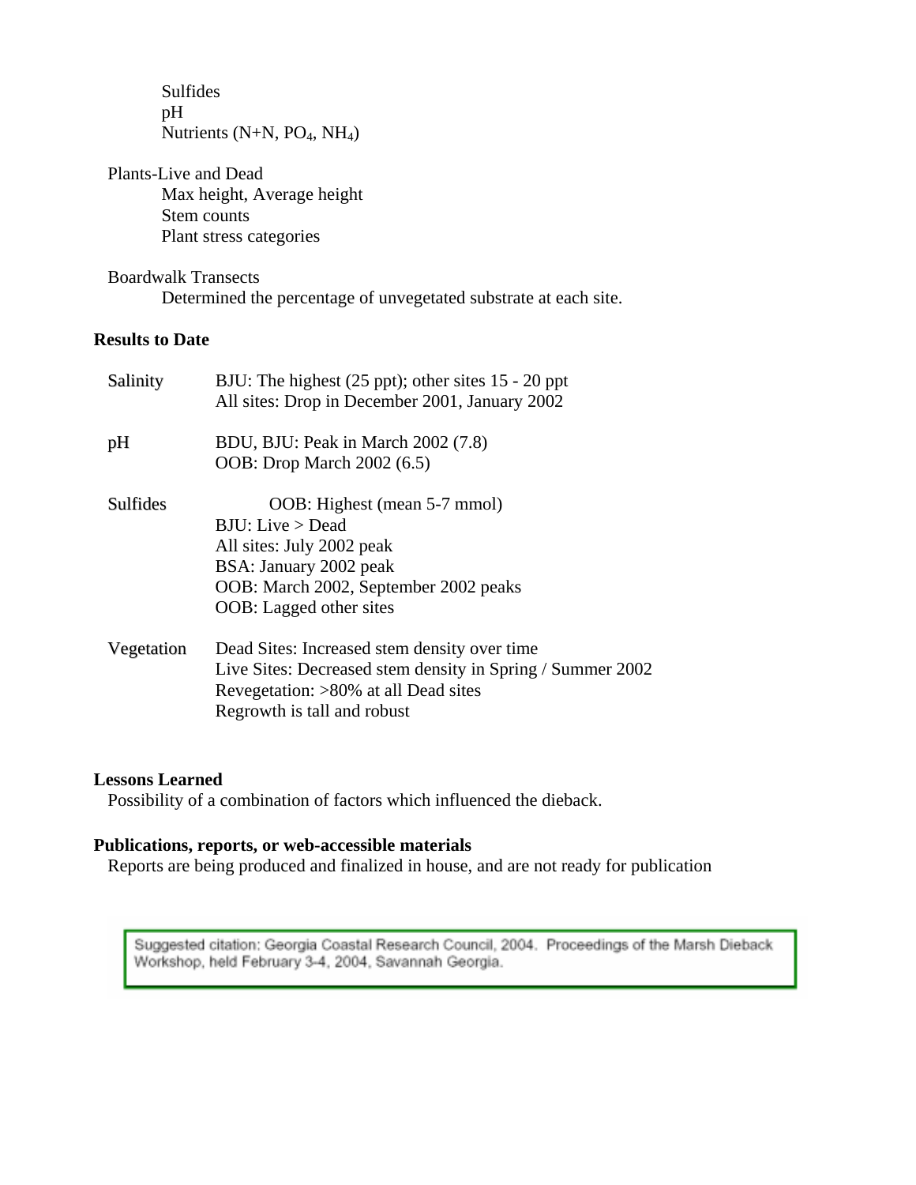- Sulfides
- pH
- Nutrients (N+N, $PO_4$, $NH_4$)

Plants-Live and Dead

- Max height, Average height
- Stem counts
- Plant stress categories

Boardwalk Transects

- Determined the percentage of unvegetated substrate at each site.

**Results to Date**

| | |
|---|---|
| Salinity | BJU: The highest (25 ppt); other sites 15 - 20 ppt<br>All sites: Drop in December 2001, January 2002 |
| pH | BDU, BJU: Peak in March 2002 (7.8)<br>OOB: Drop March 2002 (6.5) |
| Sulfides | OOB: Highest (mean 5-7 mmol)<br>BJU: Live > Dead<br>All sites: July 2002 peak<br>BSA: January 2002 peak<br>OOB: March 2002, September 2002 peaks<br>OOB: Lagged other sites |
| Vegetation | Dead Sites: Increased stem density over time<br>Live Sites: Decreased stem density in Spring / Summer 2002<br>Revegetation: >80% at all Dead sites<br>Regrowth is tall and robust |

**Lessons Learned**

Possibility of a combination of factors which influenced the dieback.

**Publications, reports, or web-accessible materials**

Reports are being produced and finalized in house, and are not ready for publication

Suggested citation: Georgia Coastal Research Council, 2004. Proceedings of the Marsh Dieback Workshop, held February 3-4, 2004, Savannah Georgia.